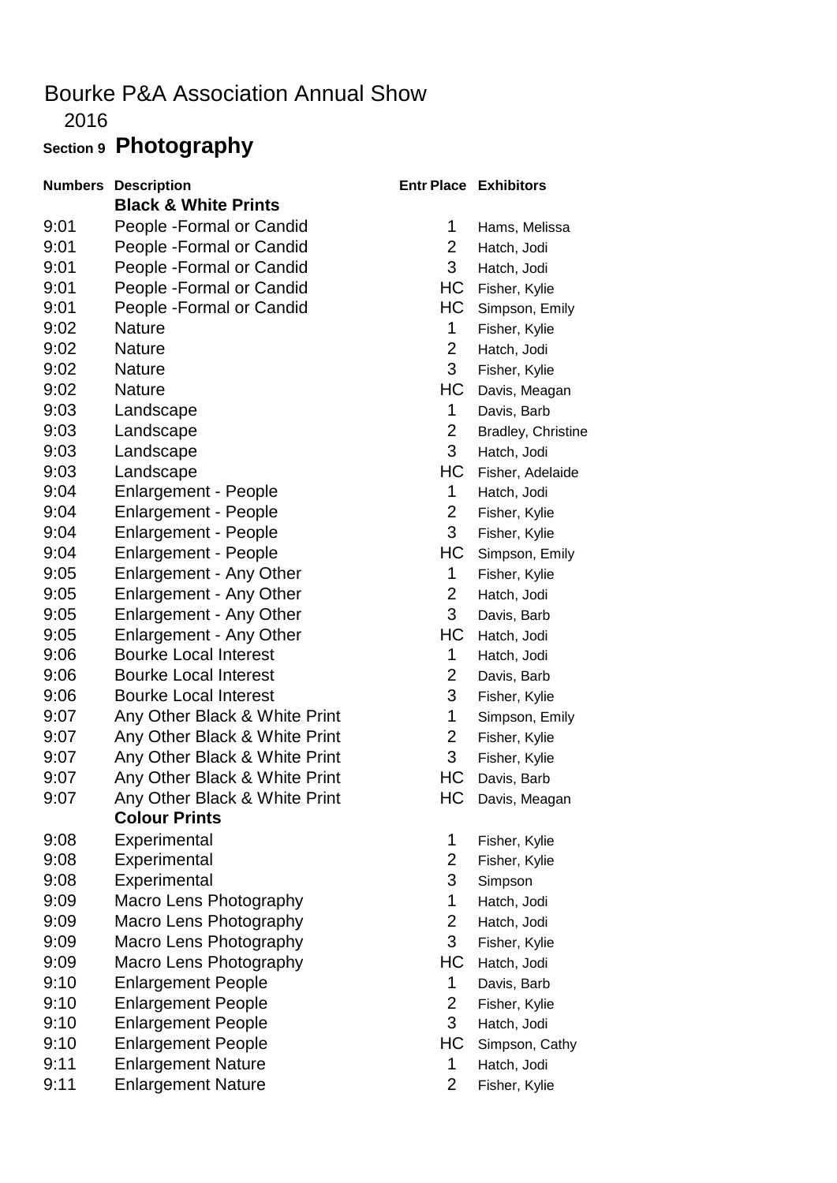# Bourke P&A Association Annual Show

2016

## Section 9 **Photography**

| Numbers | Description | Entr | Place | Exhibitors |
|---|---|---|---|---|
| | **Black & White Prints** | | | |
| 9:01 | People -Formal or Candid | | 1 | Hams, Melissa |
| 9:01 | People -Formal or Candid | | 2 | Hatch, Jodi |
| 9:01 | People -Formal or Candid | | 3 | Hatch, Jodi |
| 9:01 | People -Formal or Candid | | HC | Fisher, Kylie |
| 9:01 | People -Formal or Candid | | HC | Simpson, Emily |
| 9:02 | Nature | | 1 | Fisher, Kylie |
| 9:02 | Nature | | 2 | Hatch, Jodi |
| 9:02 | Nature | | 3 | Fisher, Kylie |
| 9:02 | Nature | | HC | Davis, Meagan |
| 9:03 | Landscape | | 1 | Davis, Barb |
| 9:03 | Landscape | | 2 | Bradley, Christine |
| 9:03 | Landscape | | 3 | Hatch, Jodi |
| 9:03 | Landscape | | HC | Fisher, Adelaide |
| 9:04 | Enlargement - People | | 1 | Hatch, Jodi |
| 9:04 | Enlargement - People | | 2 | Fisher, Kylie |
| 9:04 | Enlargement - People | | 3 | Fisher, Kylie |
| 9:04 | Enlargement - People | | HC | Simpson, Emily |
| 9:05 | Enlargement - Any Other | | 1 | Fisher, Kylie |
| 9:05 | Enlargement - Any Other | | 2 | Hatch, Jodi |
| 9:05 | Enlargement - Any Other | | 3 | Davis, Barb |
| 9:05 | Enlargement - Any Other | | HC | Hatch, Jodi |
| 9:06 | Bourke Local Interest | | 1 | Hatch, Jodi |
| 9:06 | Bourke Local Interest | | 2 | Davis, Barb |
| 9:06 | Bourke Local Interest | | 3 | Fisher, Kylie |
| 9:07 | Any Other Black & White Print | | 1 | Simpson, Emily |
| 9:07 | Any Other Black & White Print | | 2 | Fisher, Kylie |
| 9:07 | Any Other Black & White Print | | 3 | Fisher, Kylie |
| 9:07 | Any Other Black & White Print | | HC | Davis, Barb |
| 9:07 | Any Other Black & White Print | | HC | Davis, Meagan |
| | **Colour Prints** | | | |
| 9:08 | Experimental | | 1 | Fisher, Kylie |
| 9:08 | Experimental | | 2 | Fisher, Kylie |
| 9:08 | Experimental | | 3 | Simpson |
| 9:09 | Macro Lens Photography | | 1 | Hatch, Jodi |
| 9:09 | Macro Lens Photography | | 2 | Hatch, Jodi |
| 9:09 | Macro Lens Photography | | 3 | Fisher, Kylie |
| 9:09 | Macro Lens Photography | | HC | Hatch, Jodi |
| 9:10 | Enlargement People | | 1 | Davis, Barb |
| 9:10 | Enlargement People | | 2 | Fisher, Kylie |
| 9:10 | Enlargement People | | 3 | Hatch, Jodi |
| 9:10 | Enlargement People | | HC | Simpson, Cathy |
| 9:11 | Enlargement Nature | | 1 | Hatch, Jodi |
| 9:11 | Enlargement Nature | | 2 | Fisher, Kylie |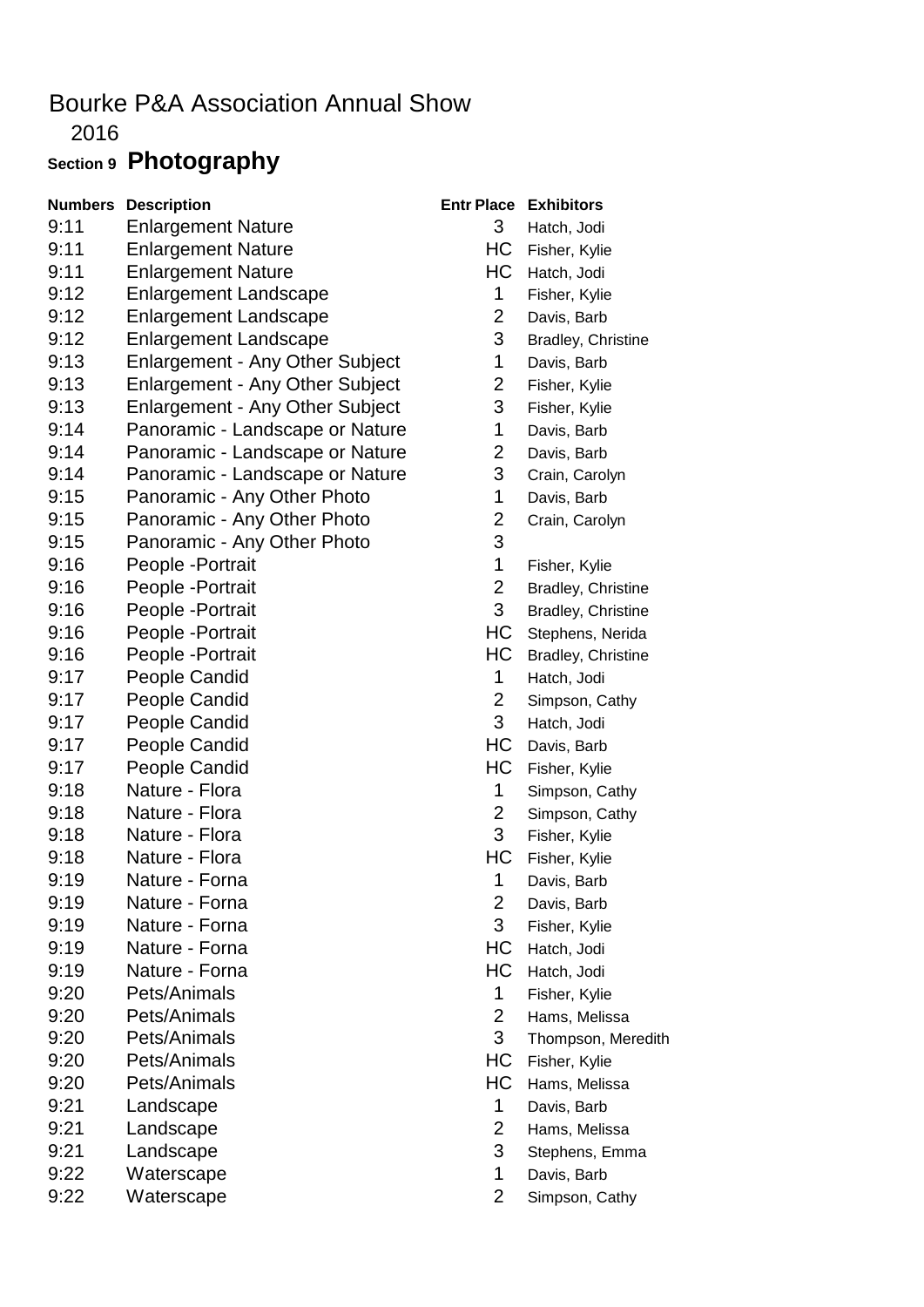Bourke P&A Association Annual Show

2016

## Section 9 **Photography**

| Numbers | Description | Entr Place | Exhibitors |
|---|---|---|---|
| 9:11 | Enlargement Nature | 3 | Hatch, Jodi |
| 9:11 | Enlargement Nature | HC | Fisher, Kylie |
| 9:11 | Enlargement Nature | HC | Hatch, Jodi |
| 9:12 | Enlargement Landscape | 1 | Fisher, Kylie |
| 9:12 | Enlargement Landscape | 2 | Davis, Barb |
| 9:12 | Enlargement Landscape | 3 | Bradley, Christine |
| 9:13 | Enlargement - Any Other Subject | 1 | Davis, Barb |
| 9:13 | Enlargement - Any Other Subject | 2 | Fisher, Kylie |
| 9:13 | Enlargement - Any Other Subject | 3 | Fisher, Kylie |
| 9:14 | Panoramic - Landscape or Nature | 1 | Davis, Barb |
| 9:14 | Panoramic - Landscape or Nature | 2 | Davis, Barb |
| 9:14 | Panoramic - Landscape or Nature | 3 | Crain, Carolyn |
| 9:15 | Panoramic - Any Other Photo | 1 | Davis, Barb |
| 9:15 | Panoramic - Any Other Photo | 2 | Crain, Carolyn |
| 9:15 | Panoramic - Any Other Photo | 3 | |
| 9:16 | People -Portrait | 1 | Fisher, Kylie |
| 9:16 | People -Portrait | 2 | Bradley, Christine |
| 9:16 | People -Portrait | 3 | Bradley, Christine |
| 9:16 | People -Portrait | HC | Stephens, Nerida |
| 9:16 | People -Portrait | HC | Bradley, Christine |
| 9:17 | People Candid | 1 | Hatch, Jodi |
| 9:17 | People Candid | 2 | Simpson, Cathy |
| 9:17 | People Candid | 3 | Hatch, Jodi |
| 9:17 | People Candid | HC | Davis, Barb |
| 9:17 | People Candid | HC | Fisher, Kylie |
| 9:18 | Nature - Flora | 1 | Simpson, Cathy |
| 9:18 | Nature - Flora | 2 | Simpson, Cathy |
| 9:18 | Nature - Flora | 3 | Fisher, Kylie |
| 9:18 | Nature - Flora | HC | Fisher, Kylie |
| 9:19 | Nature - Forna | 1 | Davis, Barb |
| 9:19 | Nature - Forna | 2 | Davis, Barb |
| 9:19 | Nature - Forna | 3 | Fisher, Kylie |
| 9:19 | Nature - Forna | HC | Hatch, Jodi |
| 9:19 | Nature - Forna | HC | Hatch, Jodi |
| 9:20 | Pets/Animals | 1 | Fisher, Kylie |
| 9:20 | Pets/Animals | 2 | Hams, Melissa |
| 9:20 | Pets/Animals | 3 | Thompson, Meredith |
| 9:20 | Pets/Animals | HC | Fisher, Kylie |
| 9:20 | Pets/Animals | HC | Hams, Melissa |
| 9:21 | Landscape | 1 | Davis, Barb |
| 9:21 | Landscape | 2 | Hams, Melissa |
| 9:21 | Landscape | 3 | Stephens, Emma |
| 9:22 | Waterscape | 1 | Davis, Barb |
| 9:22 | Waterscape | 2 | Simpson, Cathy |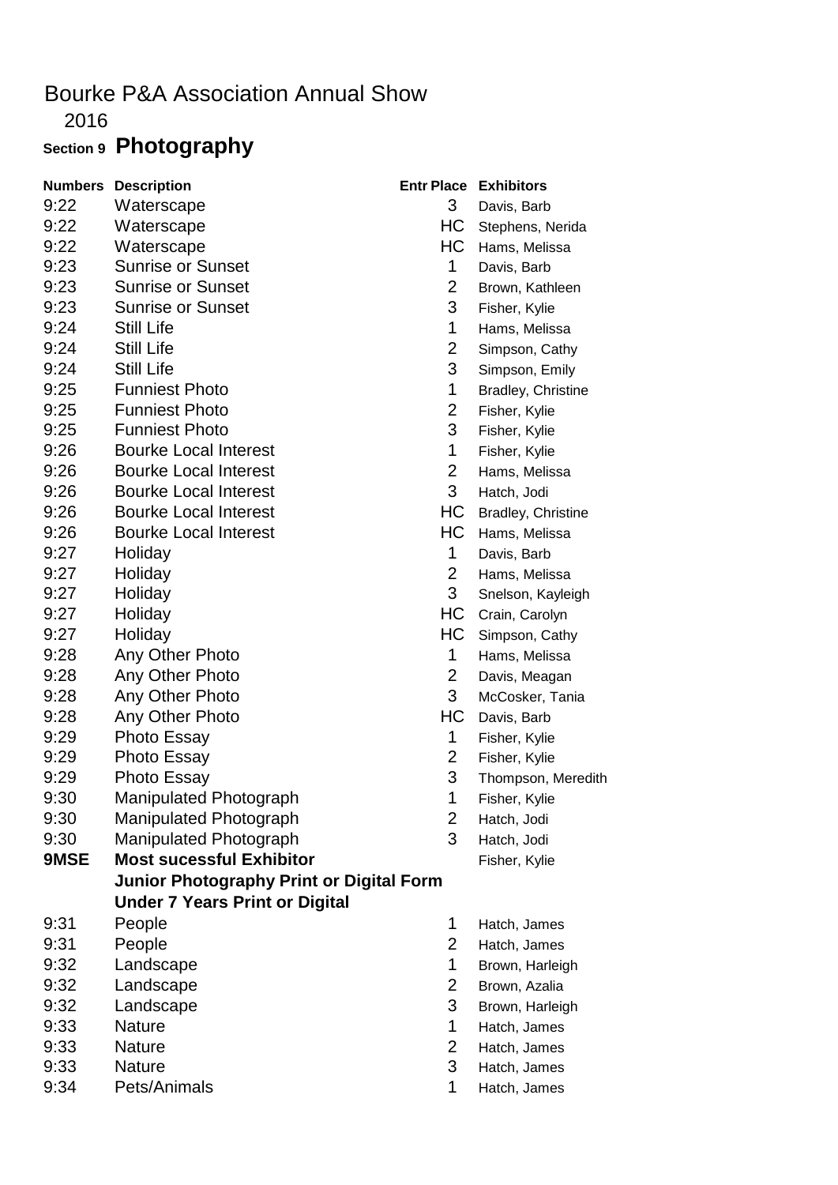# Bourke P&A Association Annual Show

2016

## Section 9 **Photography**

| Numbers | Description | Entr Place | Exhibitors |
|---|---|---|---|
| 9:22 | Waterscape | 3 | Davis, Barb |
| 9:22 | Waterscape | HC | Stephens, Nerida |
| 9:22 | Waterscape | HC | Hams, Melissa |
| 9:23 | Sunrise or Sunset | 1 | Davis, Barb |
| 9:23 | Sunrise or Sunset | 2 | Brown, Kathleen |
| 9:23 | Sunrise or Sunset | 3 | Fisher, Kylie |
| 9:24 | Still Life | 1 | Hams, Melissa |
| 9:24 | Still Life | 2 | Simpson, Cathy |
| 9:24 | Still Life | 3 | Simpson, Emily |
| 9:25 | Funniest Photo | 1 | Bradley, Christine |
| 9:25 | Funniest Photo | 2 | Fisher, Kylie |
| 9:25 | Funniest Photo | 3 | Fisher, Kylie |
| 9:26 | Bourke Local Interest | 1 | Fisher, Kylie |
| 9:26 | Bourke Local Interest | 2 | Hams, Melissa |
| 9:26 | Bourke Local Interest | 3 | Hatch, Jodi |
| 9:26 | Bourke Local Interest | HC | Bradley, Christine |
| 9:26 | Bourke Local Interest | HC | Hams, Melissa |
| 9:27 | Holiday | 1 | Davis, Barb |
| 9:27 | Holiday | 2 | Hams, Melissa |
| 9:27 | Holiday | 3 | Snelson, Kayleigh |
| 9:27 | Holiday | HC | Crain, Carolyn |
| 9:27 | Holiday | HC | Simpson, Cathy |
| 9:28 | Any Other Photo | 1 | Hams, Melissa |
| 9:28 | Any Other Photo | 2 | Davis, Meagan |
| 9:28 | Any Other Photo | 3 | McCosker, Tania |
| 9:28 | Any Other Photo | HC | Davis, Barb |
| 9:29 | Photo Essay | 1 | Fisher, Kylie |
| 9:29 | Photo Essay | 2 | Fisher, Kylie |
| 9:29 | Photo Essay | 3 | Thompson, Meredith |
| 9:30 | Manipulated Photograph | 1 | Fisher, Kylie |
| 9:30 | Manipulated Photograph | 2 | Hatch, Jodi |
| 9:30 | Manipulated Photograph | 3 | Hatch, Jodi |
| **9MSE** | **Most sucessful Exhibitor** | | Fisher, Kylie |
| | **Junior Photography Print or Digital Form** | | |
| | **Under 7 Years Print or Digital** | | |
| 9:31 | People | 1 | Hatch, James |
| 9:31 | People | 2 | Hatch, James |
| 9:32 | Landscape | 1 | Brown, Harleigh |
| 9:32 | Landscape | 2 | Brown, Azalia |
| 9:32 | Landscape | 3 | Brown, Harleigh |
| 9:33 | Nature | 1 | Hatch, James |
| 9:33 | Nature | 2 | Hatch, James |
| 9:33 | Nature | 3 | Hatch, James |
| 9:34 | Pets/Animals | 1 | Hatch, James |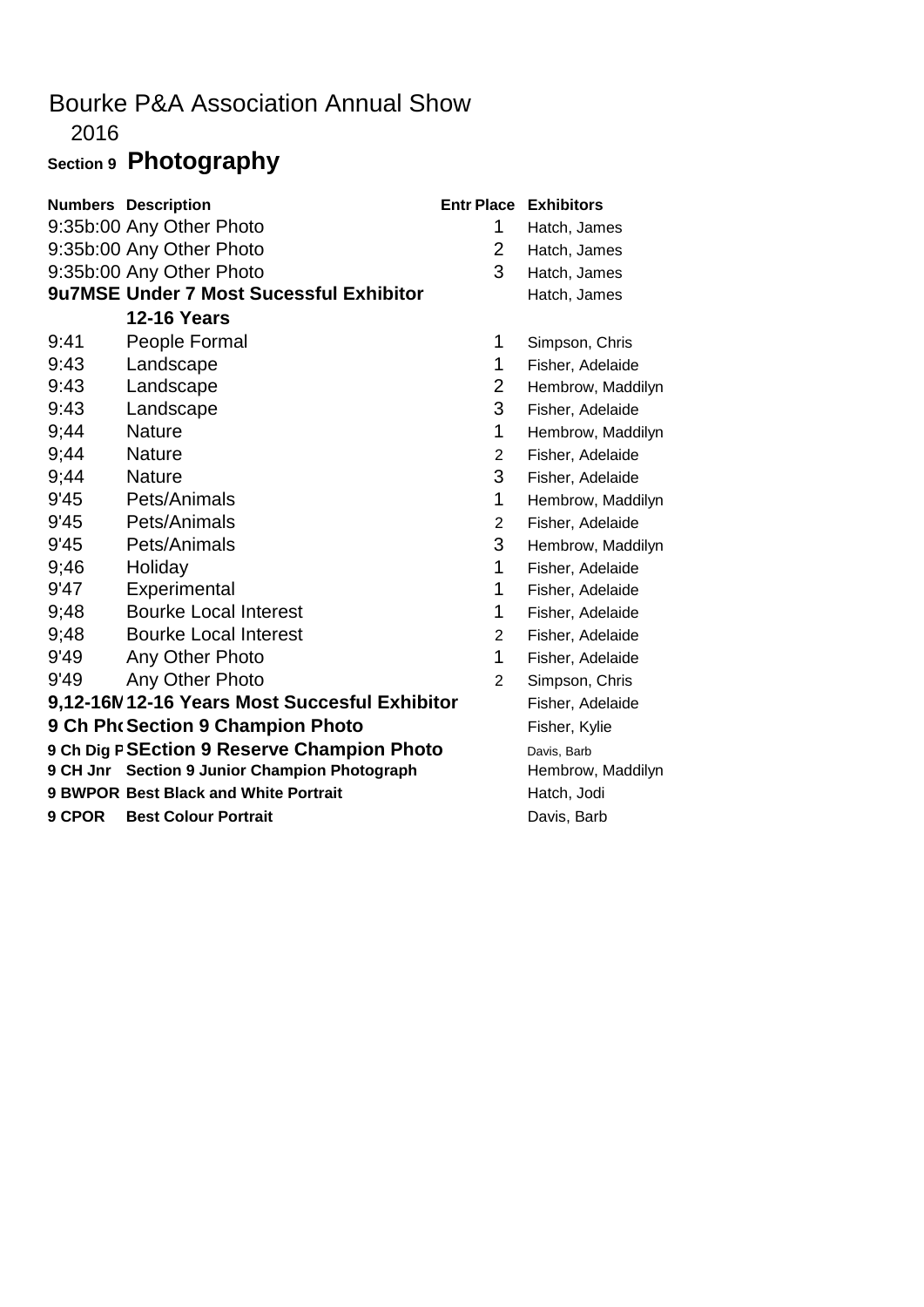Bourke P&A Association Annual Show

2016

**Section 9 Photography**

| Numbers | Description | Entr | Place | Exhibitors |
|---|---|---|---|---|
| 9:35b:00 | Any Other Photo | | 1 | Hatch, James |
| 9:35b:00 | Any Other Photo | | 2 | Hatch, James |
| 9:35b:00 | Any Other Photo | | 3 | Hatch, James |
| **9u7MSE** | **Under 7 Most Sucessful Exhibitor** | | | Hatch, James |
| | **12-16 Years** | | | |
| 9:41 | People Formal | | 1 | Simpson, Chris |
| 9:43 | Landscape | | 1 | Fisher, Adelaide |
| 9:43 | Landscape | | 2 | Hembrow, Maddilyn |
| 9:43 | Landscape | | 3 | Fisher, Adelaide |
| 9;44 | Nature | | 1 | Hembrow, Maddilyn |
| 9;44 | Nature | | 2 | Fisher, Adelaide |
| 9;44 | Nature | | 3 | Fisher, Adelaide |
| 9'45 | Pets/Animals | | 1 | Hembrow, Maddilyn |
| 9'45 | Pets/Animals | | 2 | Fisher, Adelaide |
| 9'45 | Pets/Animals | | 3 | Hembrow, Maddilyn |
| 9;46 | Holiday | | 1 | Fisher, Adelaide |
| 9'47 | Experimental | | 1 | Fisher, Adelaide |
| 9;48 | Bourke Local Interest | | 1 | Fisher, Adelaide |
| 9;48 | Bourke Local Interest | | 2 | Fisher, Adelaide |
| 9'49 | Any Other Photo | | 1 | Fisher, Adelaide |
| 9'49 | Any Other Photo | | 2 | Simpson, Chris |
| **9,12-16M** | **12-16 Years Most Succesful Exhibitor** | | | Fisher, Adelaide |
| **9 Ch Pho** | **Section 9 Champion Photo** | | | Fisher, Kylie |
| **9 Ch Dig P** | **SEction 9 Reserve Champion Photo** | | | Davis, Barb |
| **9 CH Jnr** | **Section 9 Junior Champion Photograph** | | | Hembrow, Maddilyn |
| **9 BWPOR** | **Best Black and White Portrait** | | | Hatch, Jodi |
| **9 CPOR** | **Best Colour Portrait** | | | Davis, Barb |